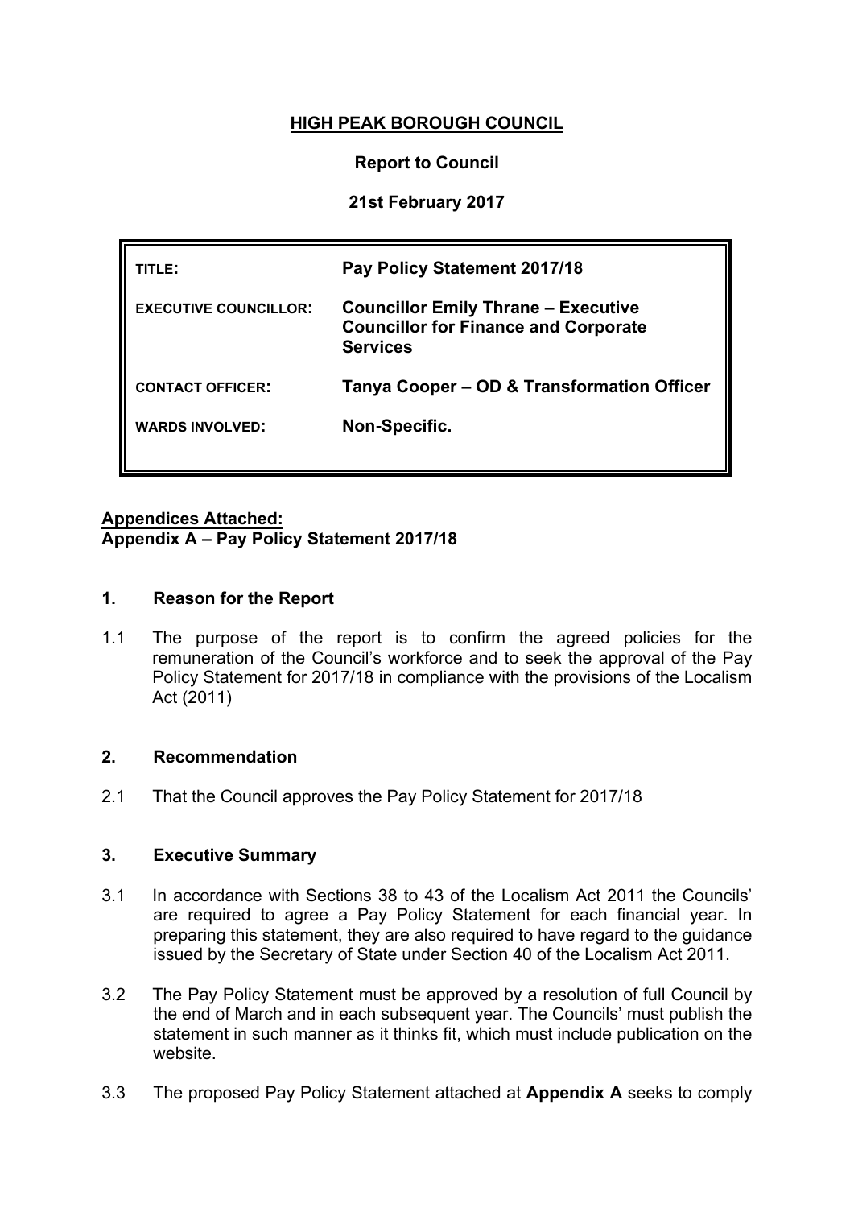# HIGH PEAK BOROUGH COUNCIL

**Report to Council**

**21st February 2017**

| | |
|---|---|
| TITLE: | **Pay Policy Statement 2017/18** |
| EXECUTIVE COUNCILLOR: | **Councillor Emily Thrane – Executive Councillor for Finance and Corporate Services** |
| CONTACT OFFICER: | **Tanya Cooper – OD & Transformation Officer** |
| WARDS INVOLVED: | **Non-Specific.** |

**Appendices Attached:**
**Appendix A – Pay Policy Statement 2017/18**

## 1. Reason for the Report

1.1 The purpose of the report is to confirm the agreed policies for the remuneration of the Council's workforce and to seek the approval of the Pay Policy Statement for 2017/18 in compliance with the provisions of the Localism Act (2011)

## 2. Recommendation

2.1 That the Council approves the Pay Policy Statement for 2017/18

## 3. Executive Summary

3.1 In accordance with Sections 38 to 43 of the Localism Act 2011 the Councils' are required to agree a Pay Policy Statement for each financial year. In preparing this statement, they are also required to have regard to the guidance issued by the Secretary of State under Section 40 of the Localism Act 2011.

3.2 The Pay Policy Statement must be approved by a resolution of full Council by the end of March and in each subsequent year. The Councils' must publish the statement in such manner as it thinks fit, which must include publication on the website.

3.3 The proposed Pay Policy Statement attached at **Appendix A** seeks to comply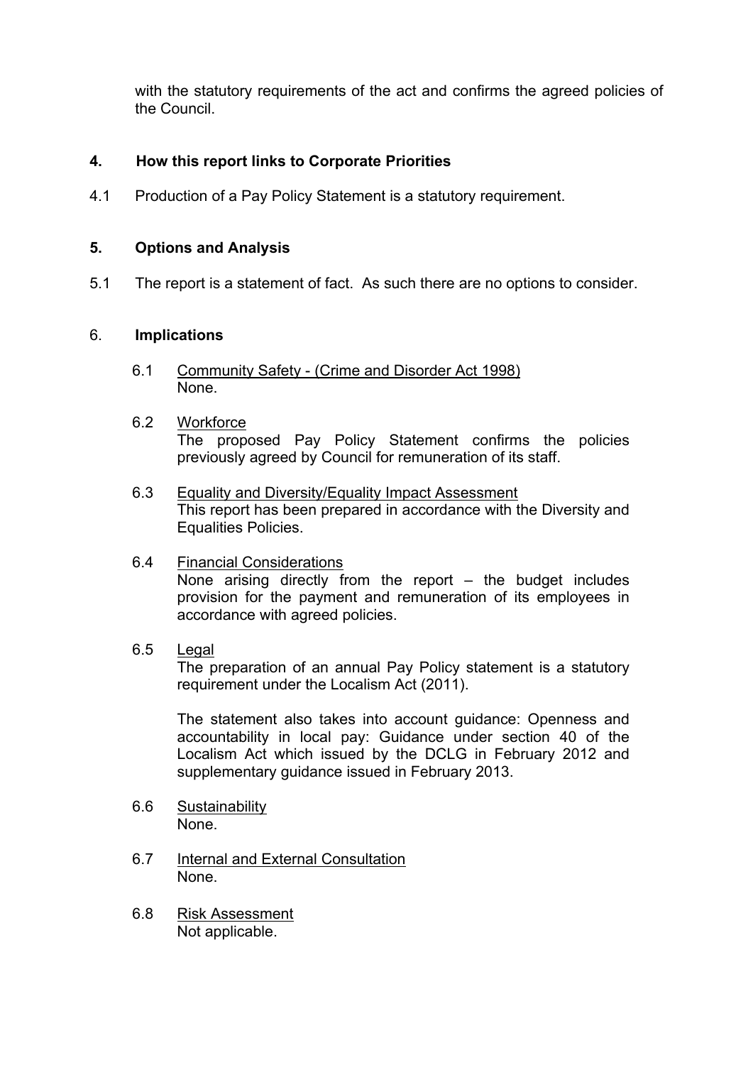with the statutory requirements of the act and confirms the agreed policies of the Council.

## 4. How this report links to Corporate Priorities

4.1 Production of a Pay Policy Statement is a statutory requirement.

## 5. Options and Analysis

5.1 The report is a statement of fact. As such there are no options to consider.

## 6. Implications

6.1 Community Safety - (Crime and Disorder Act 1998)
None.

6.2 Workforce
The proposed Pay Policy Statement confirms the policies previously agreed by Council for remuneration of its staff.

6.3 Equality and Diversity/Equality Impact Assessment
This report has been prepared in accordance with the Diversity and Equalities Policies.

6.4 Financial Considerations
None arising directly from the report – the budget includes provision for the payment and remuneration of its employees in accordance with agreed policies.

6.5 Legal
The preparation of an annual Pay Policy statement is a statutory requirement under the Localism Act (2011).

The statement also takes into account guidance: Openness and accountability in local pay: Guidance under section 40 of the Localism Act which issued by the DCLG in February 2012 and supplementary guidance issued in February 2013.

6.6 Sustainability
None.

6.7 Internal and External Consultation
None.

6.8 Risk Assessment
Not applicable.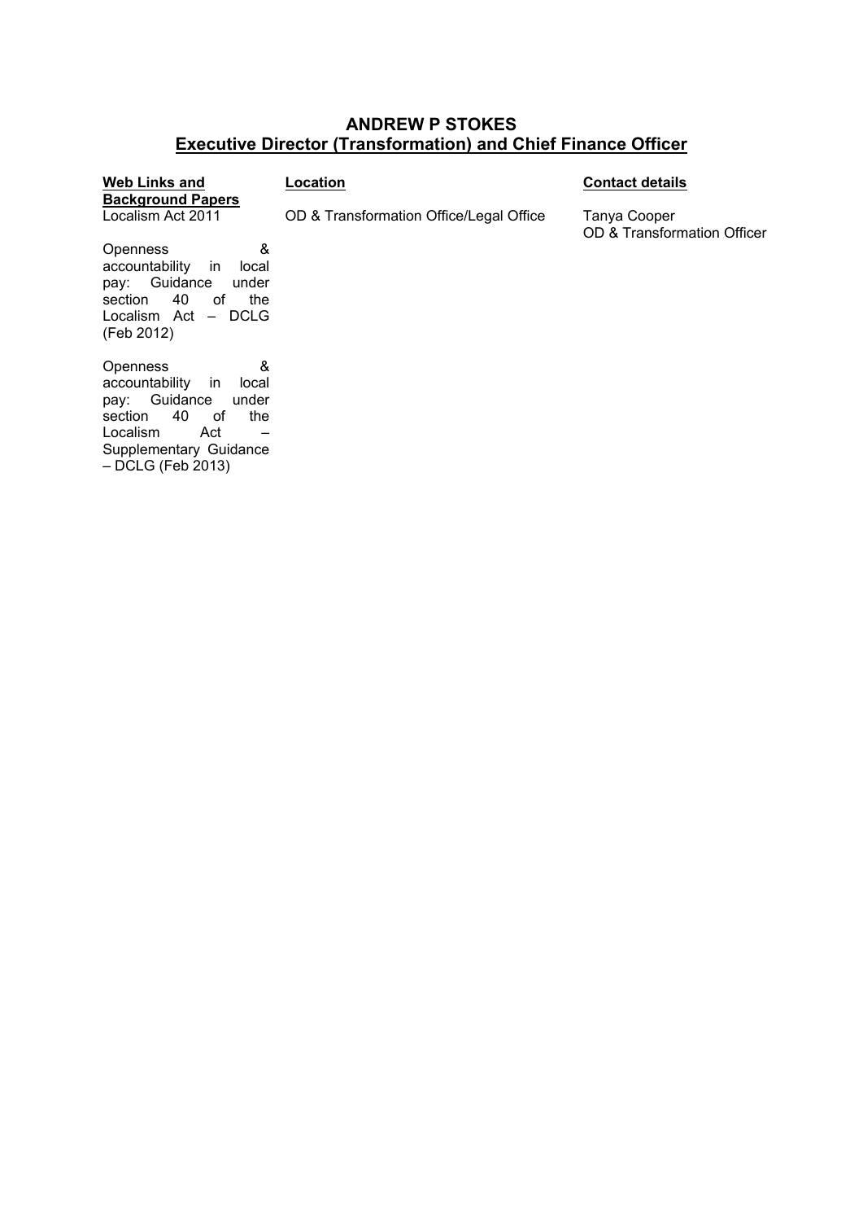**ANDREW P STOKES**
**Executive Director (Transformation) and Chief Finance Officer**

| Web Links and Background Papers | Location | Contact details |
| --- | --- | --- |
| Localism Act 2011<br><br>Openness & accountability in local pay: Guidance under section 40 of the Localism Act – DCLG (Feb 2012)<br><br>Openness & accountability in local pay: Guidance under section 40 of the Localism Act – Supplementary Guidance – DCLG (Feb 2013) | OD & Transformation Office/Legal Office | Tanya Cooper<br>OD & Transformation Officer |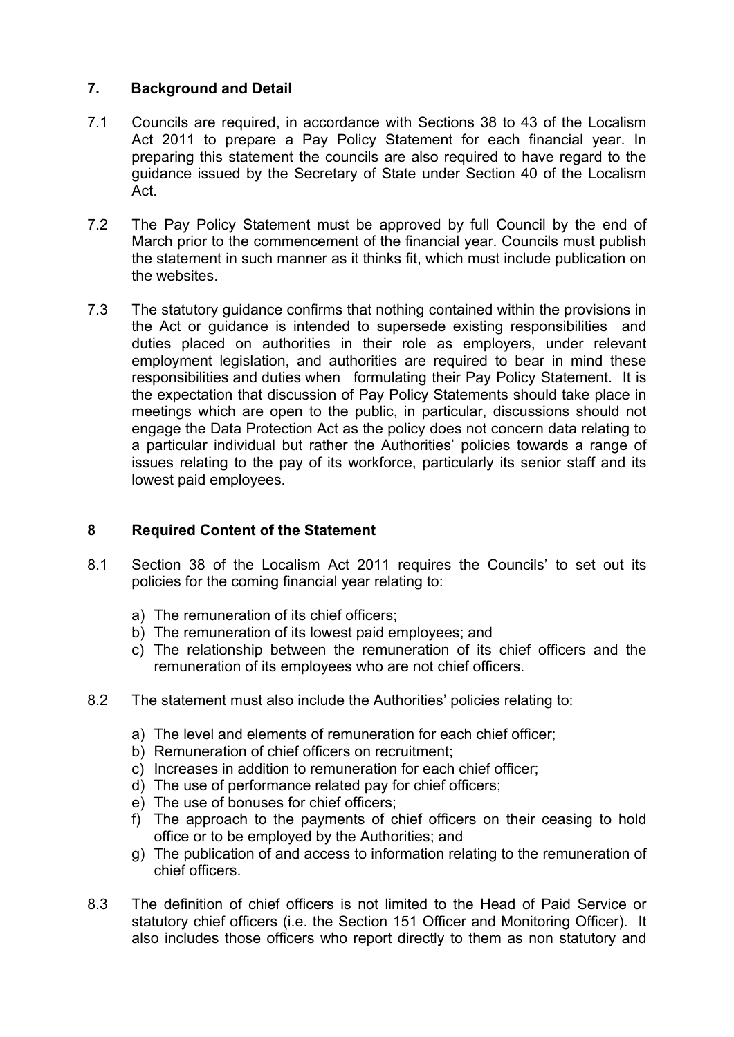## 7. Background and Detail

7.1 Councils are required, in accordance with Sections 38 to 43 of the Localism Act 2011 to prepare a Pay Policy Statement for each financial year. In preparing this statement the councils are also required to have regard to the guidance issued by the Secretary of State under Section 40 of the Localism Act.

7.2 The Pay Policy Statement must be approved by full Council by the end of March prior to the commencement of the financial year. Councils must publish the statement in such manner as it thinks fit, which must include publication on the websites.

7.3 The statutory guidance confirms that nothing contained within the provisions in the Act or guidance is intended to supersede existing responsibilities and duties placed on authorities in their role as employers, under relevant employment legislation, and authorities are required to bear in mind these responsibilities and duties when formulating their Pay Policy Statement. It is the expectation that discussion of Pay Policy Statements should take place in meetings which are open to the public, in particular, discussions should not engage the Data Protection Act as the policy does not concern data relating to a particular individual but rather the Authorities' policies towards a range of issues relating to the pay of its workforce, particularly its senior staff and its lowest paid employees.

## 8 Required Content of the Statement

8.1 Section 38 of the Localism Act 2011 requires the Councils' to set out its policies for the coming financial year relating to:

a) The remuneration of its chief officers;
b) The remuneration of its lowest paid employees; and
c) The relationship between the remuneration of its chief officers and the remuneration of its employees who are not chief officers.

8.2 The statement must also include the Authorities' policies relating to:

a) The level and elements of remuneration for each chief officer;
b) Remuneration of chief officers on recruitment;
c) Increases in addition to remuneration for each chief officer;
d) The use of performance related pay for chief officers;
e) The use of bonuses for chief officers;
f) The approach to the payments of chief officers on their ceasing to hold office or to be employed by the Authorities; and
g) The publication of and access to information relating to the remuneration of chief officers.

8.3 The definition of chief officers is not limited to the Head of Paid Service or statutory chief officers (i.e. the Section 151 Officer and Monitoring Officer). It also includes those officers who report directly to them as non statutory and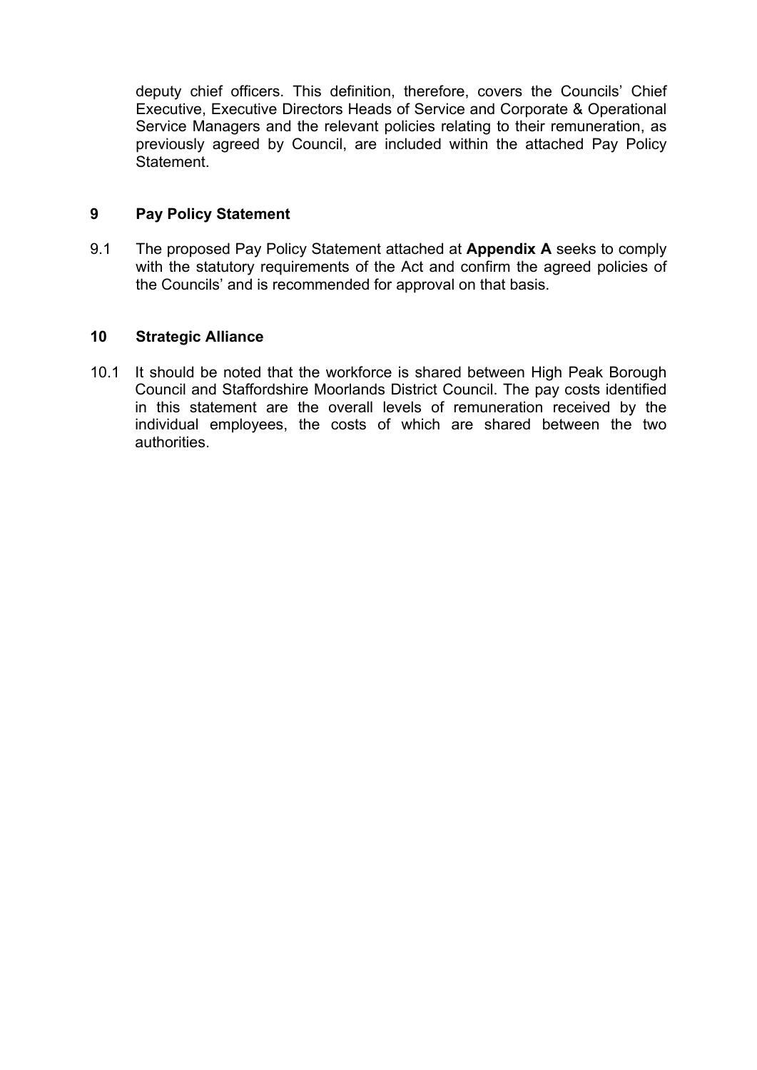deputy chief officers. This definition, therefore, covers the Councils' Chief Executive, Executive Directors Heads of Service and Corporate & Operational Service Managers and the relevant policies relating to their remuneration, as previously agreed by Council, are included within the attached Pay Policy Statement.

## 9 Pay Policy Statement

9.1 The proposed Pay Policy Statement attached at **Appendix A** seeks to comply with the statutory requirements of the Act and confirm the agreed policies of the Councils' and is recommended for approval on that basis.

## 10 Strategic Alliance

10.1 It should be noted that the workforce is shared between High Peak Borough Council and Staffordshire Moorlands District Council. The pay costs identified in this statement are the overall levels of remuneration received by the individual employees, the costs of which are shared between the two authorities.